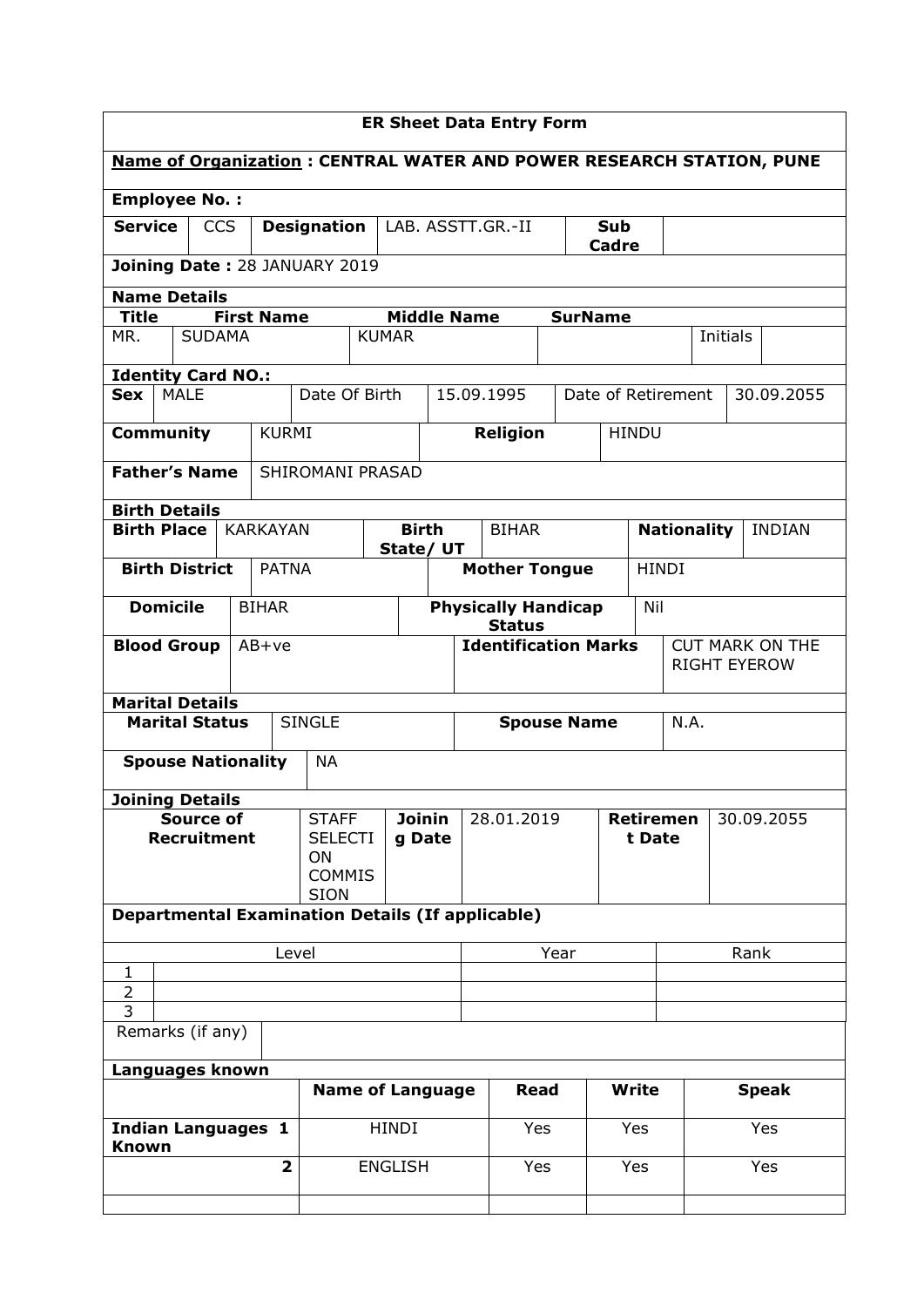# ER Sheet Data Entry Form

**Name of Organization : CENTRAL WATER AND POWER RESEARCH STATION, PUNE**

**Employee No. :**

| **Service** | CCS | **Designation** | LAB. ASSTT.GR.-II | **Sub Cadre** | |
|---|---|---|---|---|---|

**Joining Date :** 28 JANUARY 2019

**Name Details**

| **Title** | **First Name** | **Middle Name** | **SurName** | | |
|---|---|---|---|---|---|
| MR. | SUDAMA | KUMAR | | Initials | |

**Identity Card NO.:**

| **Sex** | MALE | Date Of Birth | 15.09.1995 | Date of Retirement | 30.09.2055 |
|---|---|---|---|---|---|

| **Community** | KURMI | **Religion** | HINDU |
|---|---|---|---|

| **Father's Name** | SHIROMANI PRASAD |
|---|---|

**Birth Details**

| **Birth Place** | KARKAYAN | **Birth State/ UT** | BIHAR | **Nationality** | INDIAN |
|---|---|---|---|---|---|

| **Birth District** | PATNA | **Mother Tongue** | HINDI |
|---|---|---|---|
| **Domicile** | BIHAR | **Physically Handicap Status** | Nil |
| **Blood Group** | AB+ve | **Identification Marks** | CUT MARK ON THE RIGHT EYEROW |

**Marital Details**

| **Marital Status** | SINGLE | **Spouse Name** | N.A. |
|---|---|---|---|
| **Spouse Nationality** | NA | | |

**Joining Details**

| **Source of Recruitment** | STAFF SELECTION COMMISSION | **Joining Date** | 28.01.2019 | **Retirement Date** | 30.09.2055 |
|---|---|---|---|---|---|

**Departmental Examination Details (If applicable)**

| | Level | Year | Rank |
|---|---|---|---|
| 1 | | | |
| 2 | | | |
| 3 | | | |

| Remarks (if any) | |
|---|---|

**Languages known**

| | | **Name of Language** | **Read** | **Write** | **Speak** |
|---|---|---|---|---|---|
| **Indian Languages Known** | **1** | HINDI | Yes | Yes | Yes |
| | **2** | ENGLISH | Yes | Yes | Yes |
| | | | | | |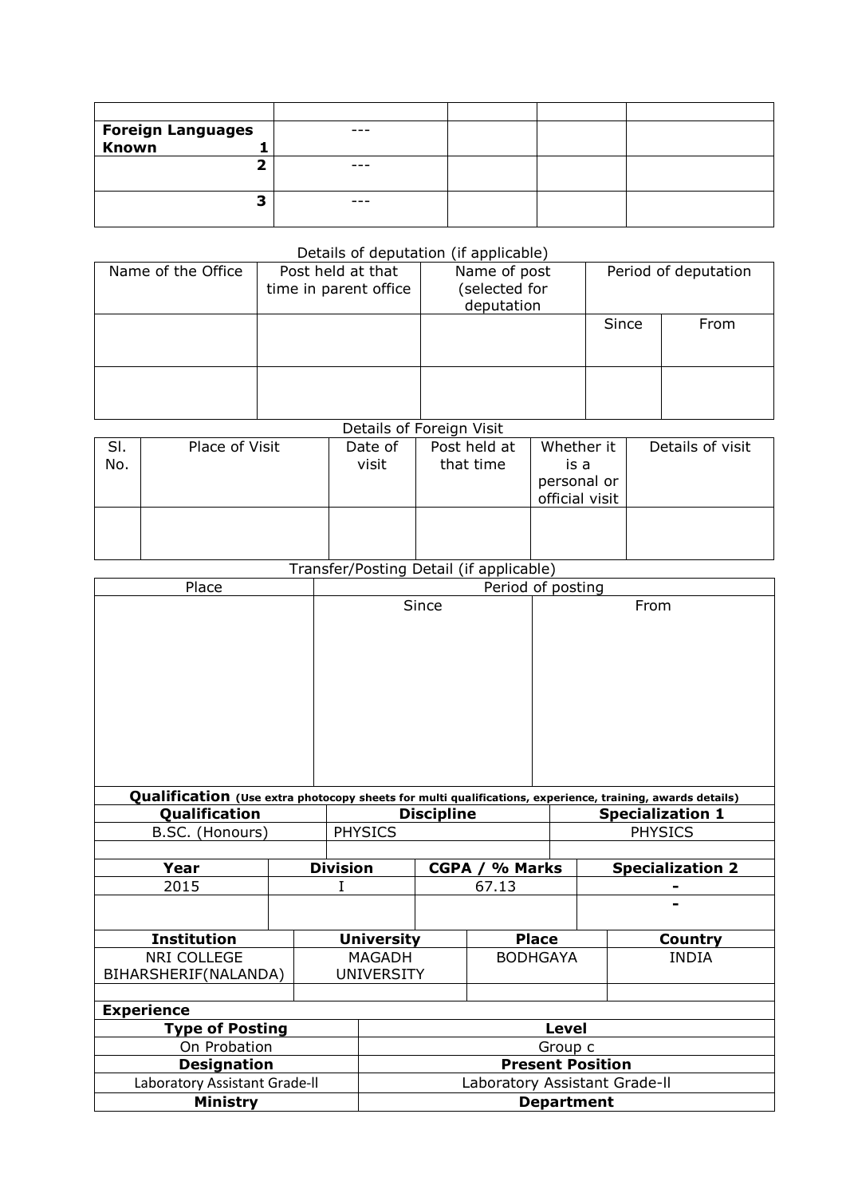| | | | | |
|---|---|---|---|---|
| **Foreign Languages Known 1** | --- | | | |
| **2** | --- | | | |
| **3** | --- | | | |

Details of deputation (if applicable)

| Name of the Office | Post held at that time in parent office | Name of post (selected for deputation | Period of deputation | |
|---|---|---|---|---|
| | | | Since | From |
| | | | | |

Details of Foreign Visit

| Sl. No. | Place of Visit | Date of visit | Post held at that time | Whether it is a personal or official visit | Details of visit |
|---|---|---|---|---|---|
| | | | | | |

Transfer/Posting Detail (if applicable)

| Place | Period of posting | |
|---|---|---|
| | Since | From |
| | | |

**Qualification** (**Use extra photocopy sheets for multi qualifications, experience, training, awards details)**

| Qualification | Discipline | Specialization 1 |
|---|---|---|
| B.SC. (Honours) | PHYSICS | PHYSICS |
| | | |

| Year | Division | CGPA / % Marks | Specialization 2 |
|---|---|---|---|
| 2015 | I | 67.13 | - |
| | | | - |

| Institution | University | Place | Country |
|---|---|---|---|
| NRI COLLEGE BIHARSHERIF(NALANDA) | MAGADH UNIVERSITY | BODHGAYA | INDIA |
| | | | |

**Experience**

| Type of Posting | Level |
|---|---|
| On Probation | Group c |
| **Designation** | **Present Position** |
| Laboratory Assistant Grade-ll | Laboratory Assistant Grade-ll |
| **Ministry** | **Department** |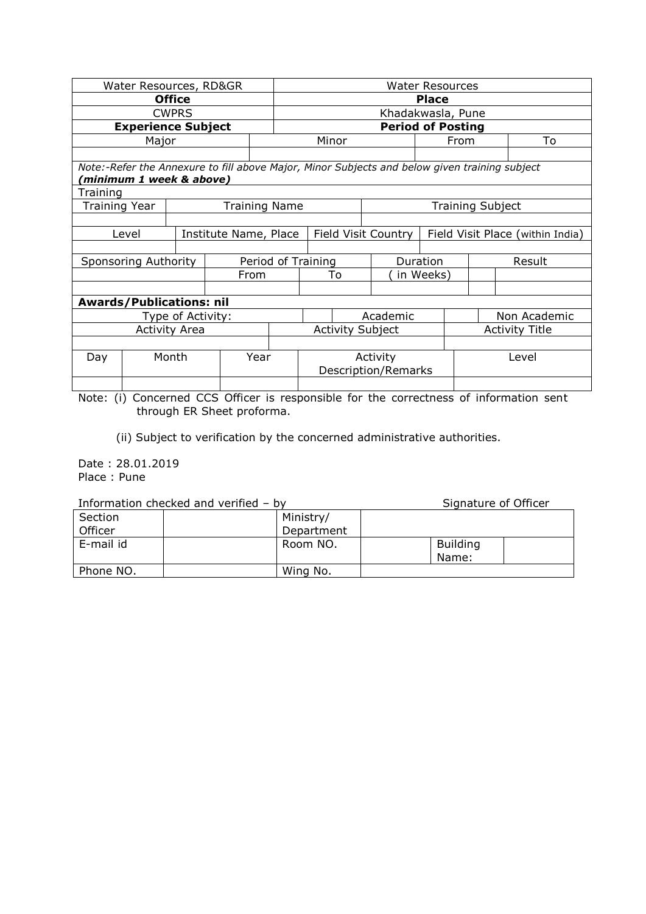| | | | |
|---|---|---|---|
| Water Resources, RD&GR | | Water Resources | |
| **Office** | | **Place** | |
| CWPRS | | Khadakwasla, Pune | |
| **Experience Subject** | | **Period of Posting** | |
| Major | Minor | From | To |
| | | | |

*Note:-Refer the Annexure to fill above Major, Minor Subjects and below given training subject* ***(minimum 1 week & above)***

Training

| Training Year | Training Name | Training Subject |
|---|---|---|
| | | |

| Level | Institute Name, Place | Field Visit Country | Field Visit Place (within India) |
|---|---|---|---|
| | | | |

| Sponsoring Authority | Period of Training | | Duration ( in Weeks) | Result |
|---|---|---|---|---|
| | From | To | | |
| | | | | |

**Awards/Publications: nil**

| Type of Activity: | | Academic | | Non Academic |
|---|---|---|---|---|

| Activity Area | Activity Subject | Activity Title |
|---|---|---|
| | | |

| Day | Month | Year | Activity Description/Remarks | Level |
|---|---|---|---|---|
| | | | | |

Note: (i) Concerned CCS Officer is responsible for the correctness of information sent through ER Sheet proforma.

(ii) Subject to verification by the concerned administrative authorities.

Date : 28.01.2019
Place : Pune

Information checked and verified – by Signature of Officer

| | | | | | |
|---|---|---|---|---|---|
| Section Officer | | Ministry/ Department | | | |
| E-mail id | | Room NO. | | Building Name: | |
| Phone NO. | | Wing No. | | | |